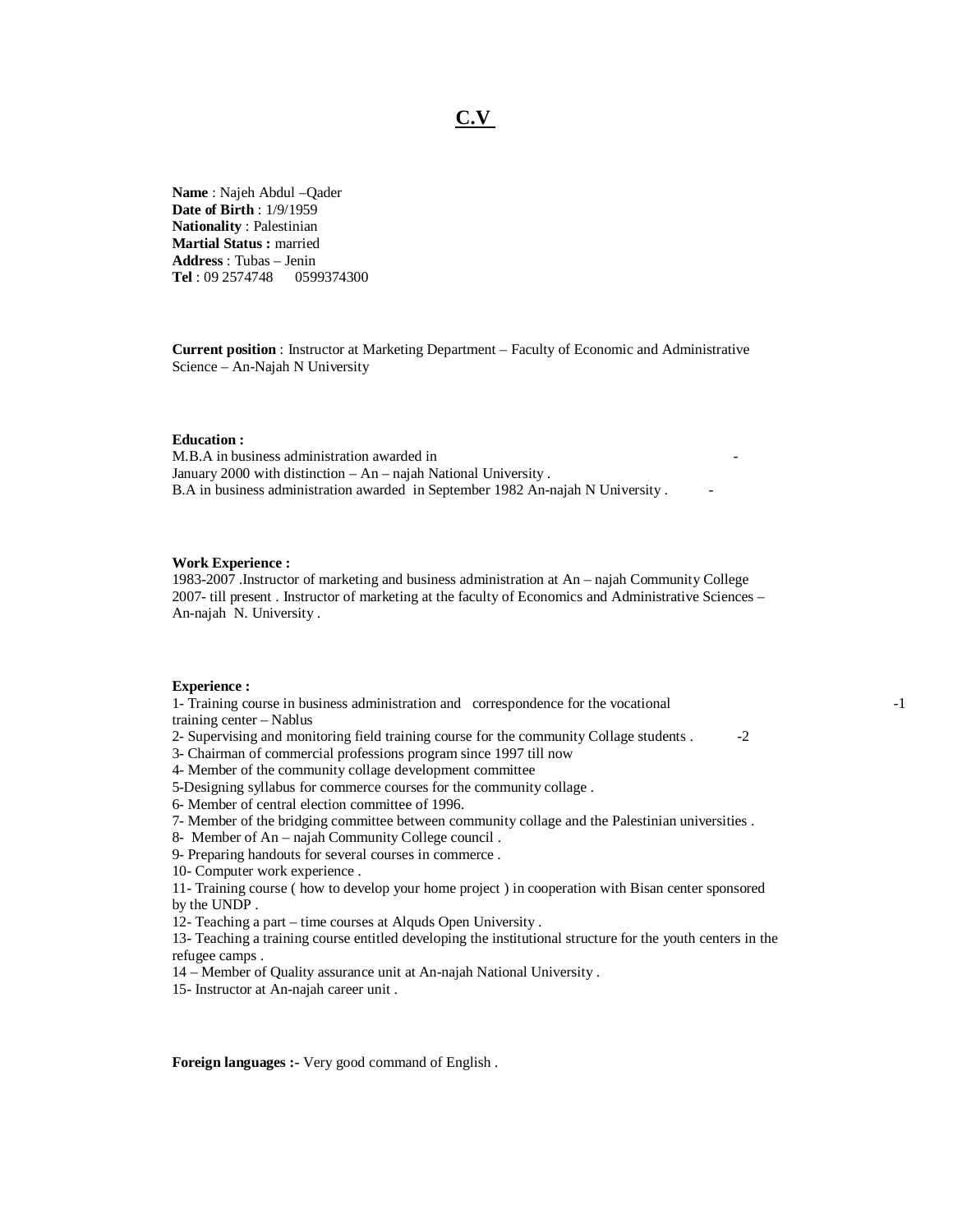# C.V

**Name** : Najeh Abdul –Qader
**Date of Birth** : 1/9/1959
**Nationality** : Palestinian
**Martial Status :** married
**Address** : Tubas – Jenin
**Tel** : 09 2574748 0599374300

**Current position** : Instructor at Marketing Department – Faculty of Economic and Administrative Science – An-Najah N University

**Education :**
M.B.A in business administration awarded in January 2000 with distinction – An – najah National University .
B.A in business administration awarded in September 1982 An-najah N University .

**Work Experience :**
1983-2007 .Instructor of marketing and business administration at An – najah Community College
2007- till present . Instructor of marketing at the faculty of Economics and Administrative Sciences – An-najah N. University .

**Experience :**
1- Training course in business administration and correspondence for the vocational training center – Nablus
2- Supervising and monitoring field training course for the community Collage students .
3- Chairman of commercial professions program since 1997 till now
4- Member of the community collage development committee
5-Designing syllabus for commerce courses for the community collage .
6- Member of central election committee of 1996.
7- Member of the bridging committee between community collage and the Palestinian universities .
8- Member of An – najah Community College council .
9- Preparing handouts for several courses in commerce .
10- Computer work experience .
11- Training course ( how to develop your home project ) in cooperation with Bisan center sponsored by the UNDP .
12- Teaching a part – time courses at Alquds Open University .
13- Teaching a training course entitled developing the institutional structure for the youth centers in the refugee camps .
14 – Member of Quality assurance unit at An-najah National University .
15- Instructor at An-najah career unit .

**Foreign languages :-** Very good command of English .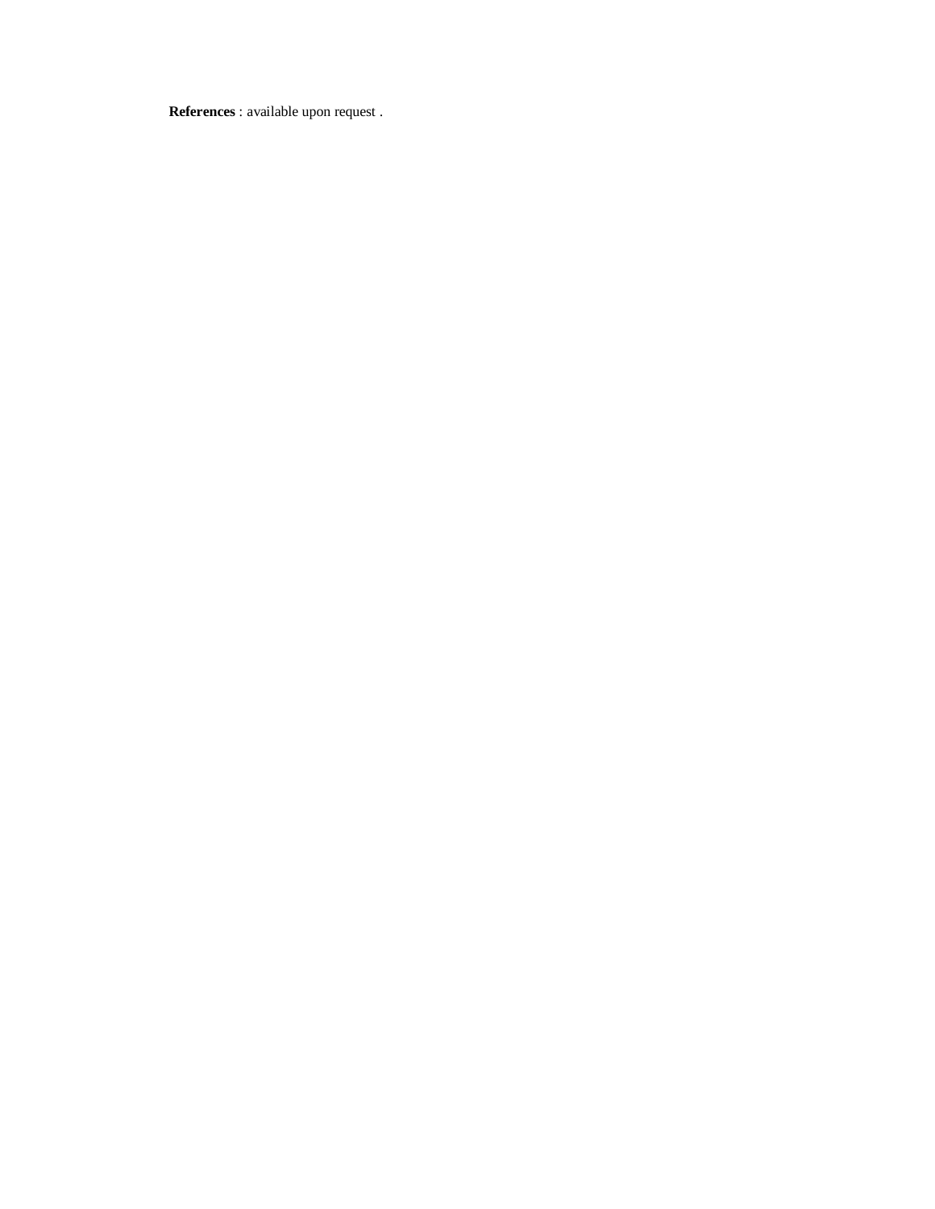**References** : available upon request .